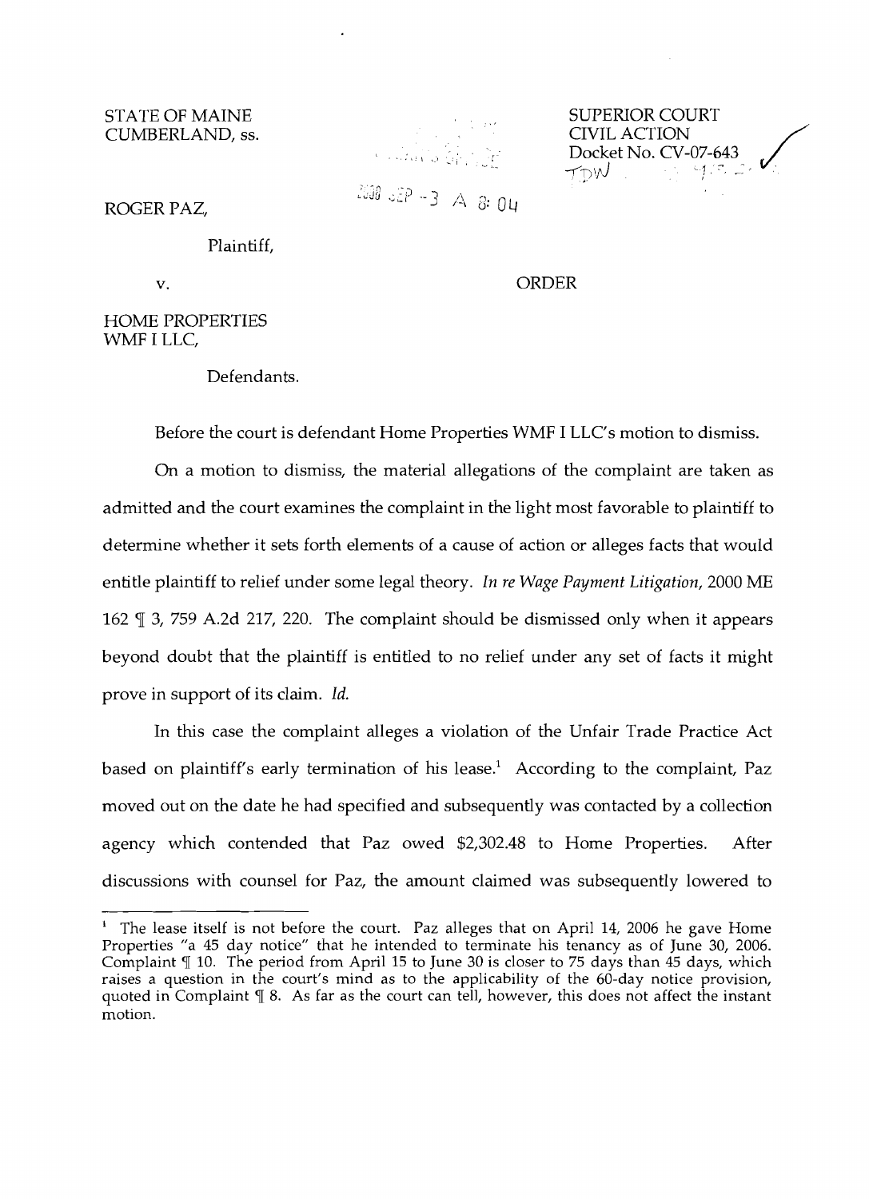STATE OF MAINE
CUMBERLAND, ss.

SUPERIOR COURT
CIVIL ACTION
Docket No. CV-07-643

ROGER PAZ,

Plaintiff,

v.

ORDER

HOME PROPERTIES
WMF I LLC,

Defendants.

Before the court is defendant Home Properties WMF I LLC's motion to dismiss.

On a motion to dismiss, the material allegations of the complaint are taken as admitted and the court examines the complaint in the light most favorable to plaintiff to determine whether it sets forth elements of a cause of action or alleges facts that would entitle plaintiff to relief under some legal theory. *In re Wage Payment Litigation*, 2000 ME 162 ¶ 3, 759 A.2d 217, 220. The complaint should be dismissed only when it appears beyond doubt that the plaintiff is entitled to no relief under any set of facts it might prove in support of its claim. *Id.*

In this case the complaint alleges a violation of the Unfair Trade Practice Act based on plaintiff's early termination of his lease.[1] According to the complaint, Paz moved out on the date he had specified and subsequently was contacted by a collection agency which contended that Paz owed $2,302.48 to Home Properties. After discussions with counsel for Paz, the amount claimed was subsequently lowered to

---

[1] The lease itself is not before the court. Paz alleges that on April 14, 2006 he gave Home Properties "a 45 day notice" that he intended to terminate his tenancy as of June 30, 2006. Complaint ¶ 10. The period from April 15 to June 30 is closer to 75 days than 45 days, which raises a question in the court's mind as to the applicability of the 60-day notice provision, quoted in Complaint ¶ 8. As far as the court can tell, however, this does not affect the instant motion.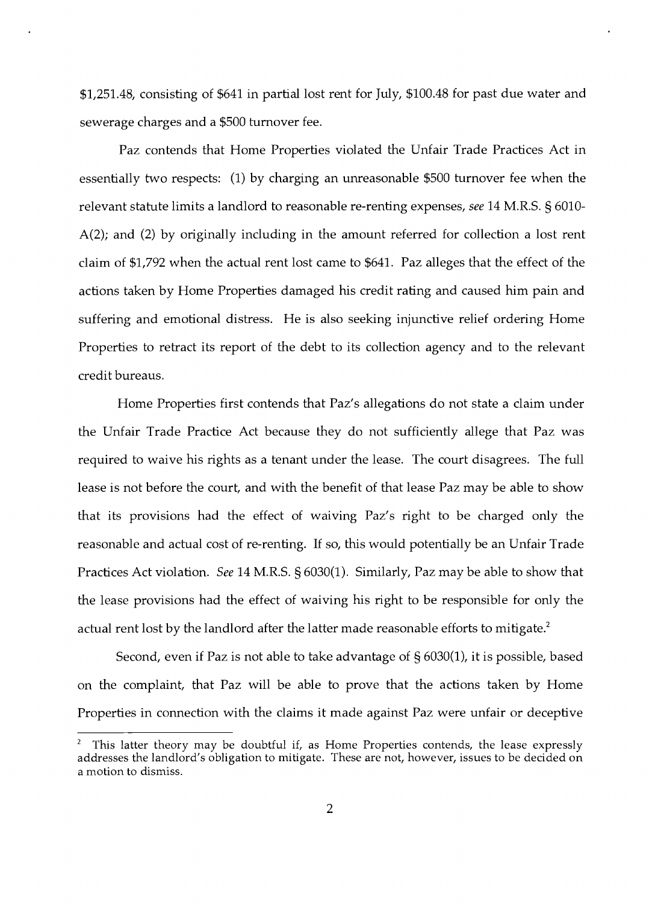$1,251.48, consisting of $641 in partial lost rent for July, $100.48 for past due water and sewerage charges and a $500 turnover fee.

Paz contends that Home Properties violated the Unfair Trade Practices Act in essentially two respects: (1) by charging an unreasonable $500 turnover fee when the relevant statute limits a landlord to reasonable re-renting expenses, *see* 14 M.R.S. § 6010-A(2); and (2) by originally including in the amount referred for collection a lost rent claim of $1,792 when the actual rent lost came to $641. Paz alleges that the effect of the actions taken by Home Properties damaged his credit rating and caused him pain and suffering and emotional distress. He is also seeking injunctive relief ordering Home Properties to retract its report of the debt to its collection agency and to the relevant credit bureaus.

Home Properties first contends that Paz's allegations do not state a claim under the Unfair Trade Practice Act because they do not sufficiently allege that Paz was required to waive his rights as a tenant under the lease. The court disagrees. The full lease is not before the court, and with the benefit of that lease Paz may be able to show that its provisions had the effect of waiving Paz's right to be charged only the reasonable and actual cost of re-renting. If so, this would potentially be an Unfair Trade Practices Act violation. *See* 14 M.R.S. § 6030(1). Similarly, Paz may be able to show that the lease provisions had the effect of waiving his right to be responsible for only the actual rent lost by the landlord after the latter made reasonable efforts to mitigate.[2]

Second, even if Paz is not able to take advantage of § 6030(1), it is possible, based on the complaint, that Paz will be able to prove that the actions taken by Home Properties in connection with the claims it made against Paz were unfair or deceptive

[2] This latter theory may be doubtful if, as Home Properties contends, the lease expressly addresses the landlord's obligation to mitigate. These are not, however, issues to be decided on a motion to dismiss.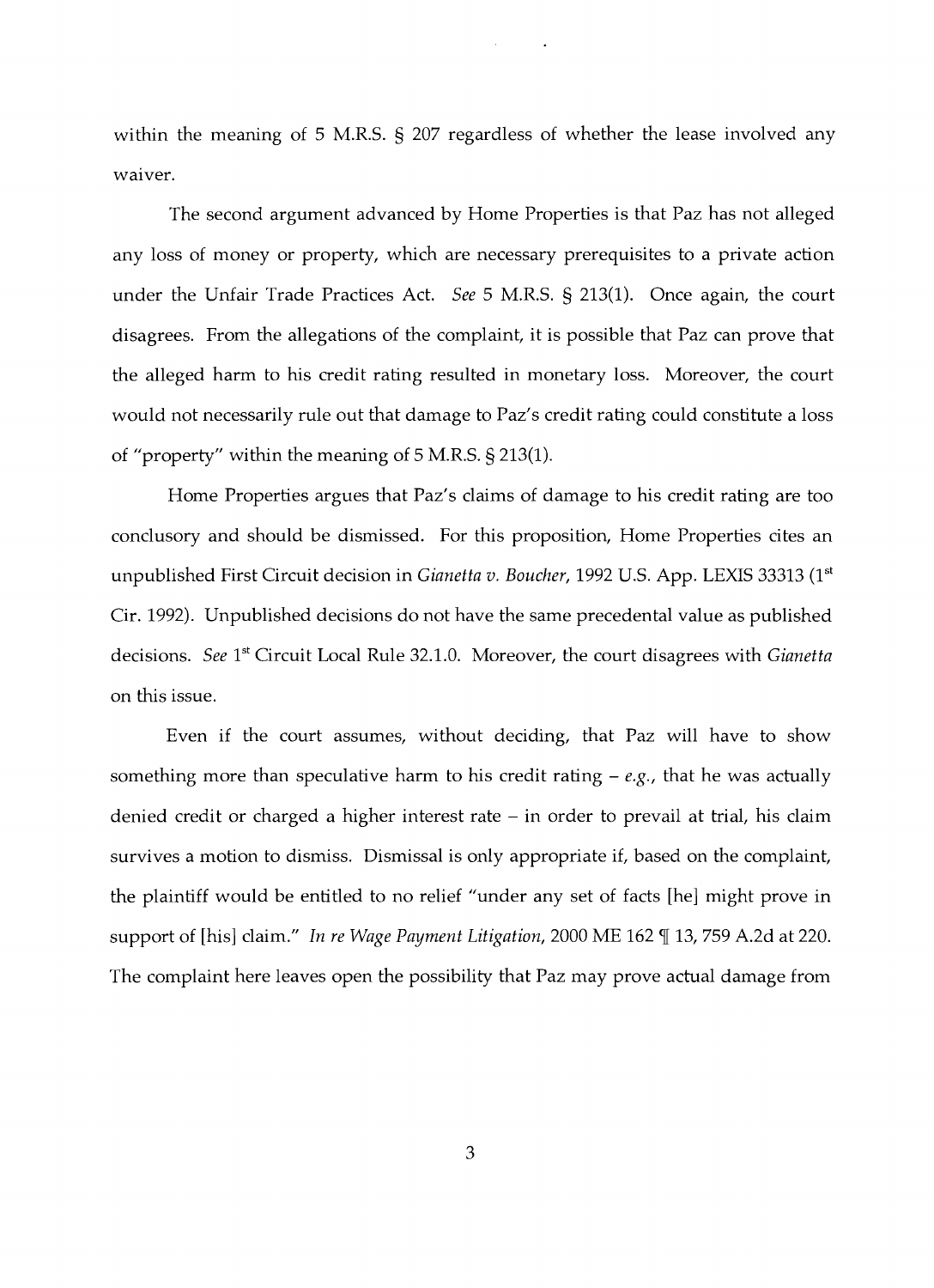within the meaning of 5 M.R.S. § 207 regardless of whether the lease involved any waiver.

The second argument advanced by Home Properties is that Paz has not alleged any loss of money or property, which are necessary prerequisites to a private action under the Unfair Trade Practices Act. *See* 5 M.R.S. § 213(1). Once again, the court disagrees. From the allegations of the complaint, it is possible that Paz can prove that the alleged harm to his credit rating resulted in monetary loss. Moreover, the court would not necessarily rule out that damage to Paz's credit rating could constitute a loss of "property" within the meaning of 5 M.R.S. § 213(1).

Home Properties argues that Paz's claims of damage to his credit rating are too conclusory and should be dismissed. For this proposition, Home Properties cites an unpublished First Circuit decision in *Gianetta v. Boucher*, 1992 U.S. App. LEXIS 33313 (1st Cir. 1992). Unpublished decisions do not have the same precedental value as published decisions. *See* 1st Circuit Local Rule 32.1.0. Moreover, the court disagrees with *Gianetta* on this issue.

Even if the court assumes, without deciding, that Paz will have to show something more than speculative harm to his credit rating – *e.g.*, that he was actually denied credit or charged a higher interest rate – in order to prevail at trial, his claim survives a motion to dismiss. Dismissal is only appropriate if, based on the complaint, the plaintiff would be entitled to no relief "under any set of facts [he] might prove in support of [his] claim." *In re Wage Payment Litigation*, 2000 ME 162 ¶ 13, 759 A.2d at 220. The complaint here leaves open the possibility that Paz may prove actual damage from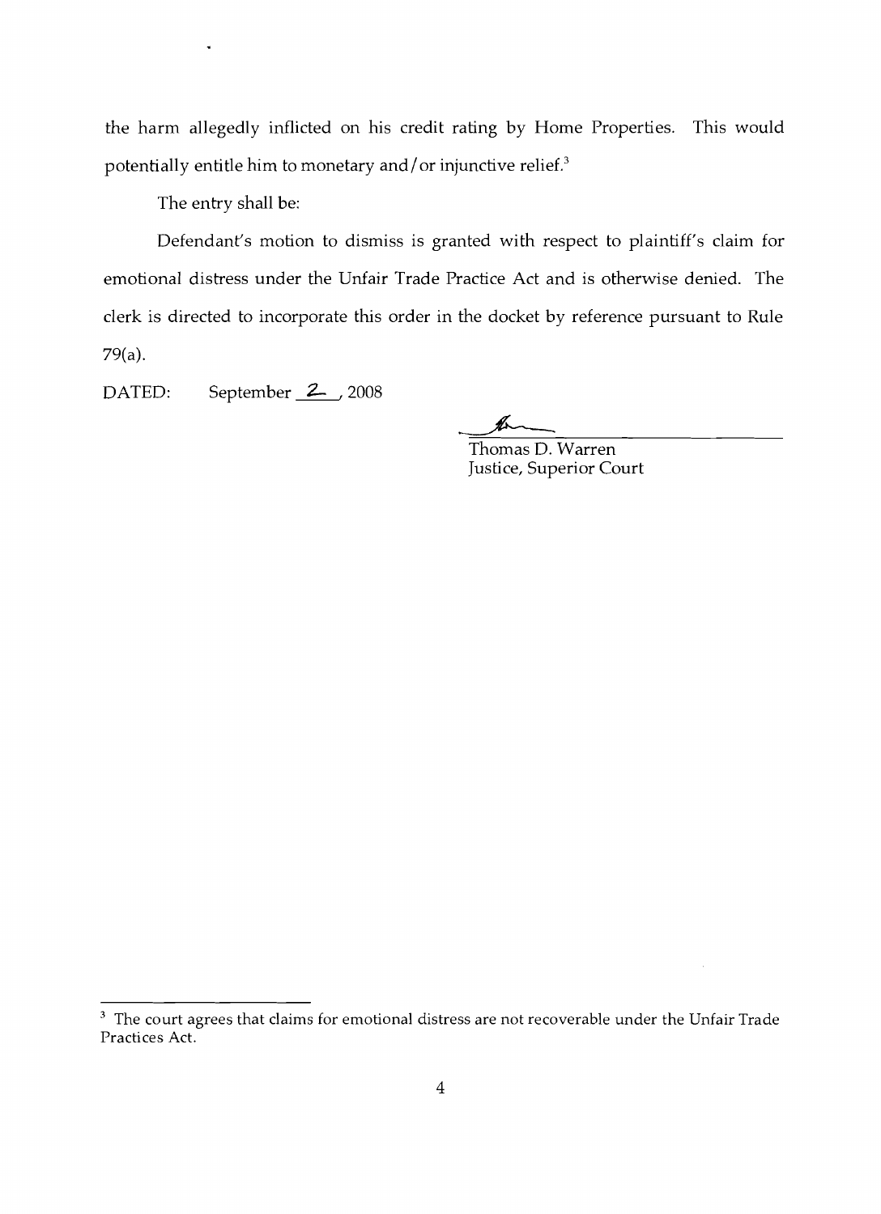the harm allegedly inflicted on his credit rating by Home Properties. This would potentially entitle him to monetary and/or injunctive relief.[3]

The entry shall be:

Defendant's motion to dismiss is granted with respect to plaintiff's claim for emotional distress under the Unfair Trade Practice Act and is otherwise denied. The clerk is directed to incorporate this order in the docket by reference pursuant to Rule 79(a).

DATED: September 2, 2008

Thomas D. Warren
Justice, Superior Court

---

[3] The court agrees that claims for emotional distress are not recoverable under the Unfair Trade Practices Act.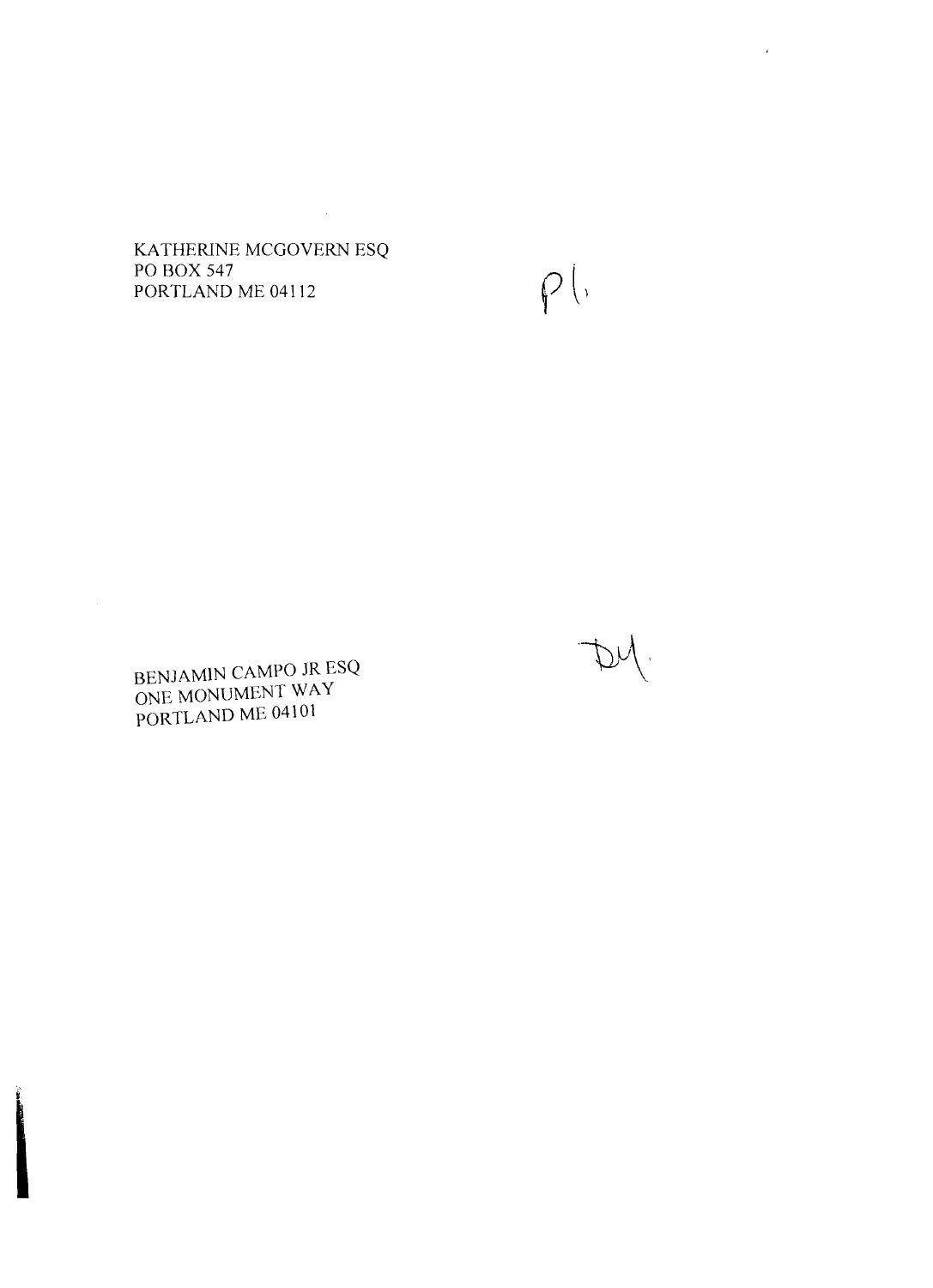KATHERINE MCGOVERN ESQ
PO BOX 547
PORTLAND ME 04112

Pl.

BENJAMIN CAMPO JR ESQ
ONE MONUMENT WAY
PORTLAND ME 04101

Df.